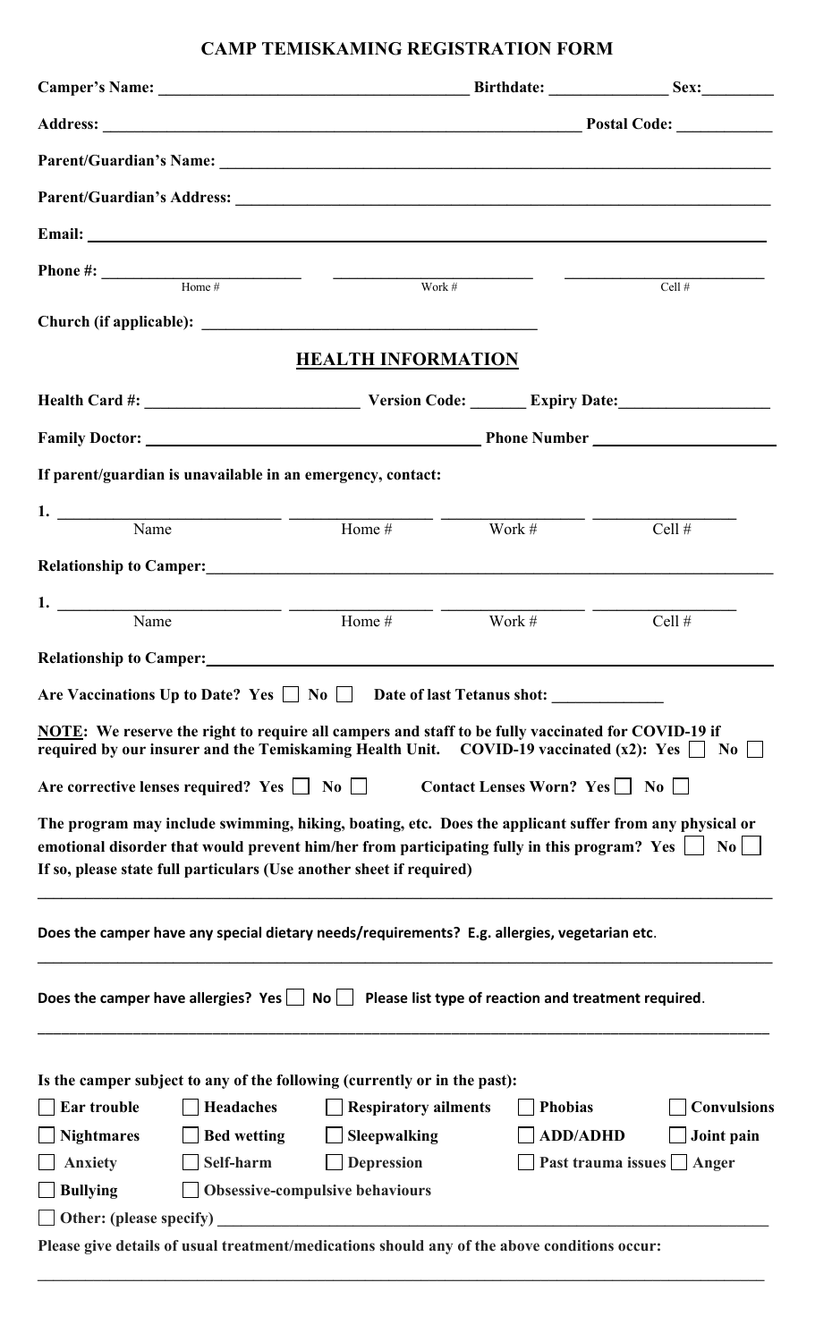# CAMP TEMISKAMING REGISTRATION FORM

**Camper's Name:** ____________________________________ **Birthdate:** ______________ **Sex:** ________

**Address:** ____________________________________________________________ **Postal Code:** ___________

**Parent/Guardian's Name:** ______________________________________________________________________

**Parent/Guardian's Address:** ____________________________________________________________________

**Email:** ______________________________________________________________________________________

**Phone #:** ________________________ ________________________ ________________________

Home # | Work # | Cell #

**Church (if applicable):** ________________________________________

## HEALTH INFORMATION

**Health Card #:** __________________________ **Version Code:** _______ **Expiry Date:** __________________

**Family Doctor:** ________________________________________ **Phone Number** ______________________

**If parent/guardian is unavailable in an emergency, contact:**

**1.** __________________________ ________________ ________________ ________________

Name | Home # | Work # | Cell #

**Relationship to Camper:** ______________________________________________________________________

**1.** __________________________ ________________ ________________ ________________

Name | Home # | Work # | Cell #

**Relationship to Camper:** ______________________________________________________________________

**Are Vaccinations Up to Date? Yes ☐ No ☐ Date of last Tetanus shot:** _____________

**NOTE: We reserve the right to require all campers and staff to be fully vaccinated for COVID-19 if required by our insurer and the Temiskaming Health Unit. COVID-19 vaccinated (x2): Yes ☐ No ☐**

**Are corrective lenses required? Yes ☐ No ☐ Contact Lenses Worn? Yes ☐ No ☐**

**The program may include swimming, hiking, boating, etc. Does the applicant suffer from any physical or emotional disorder that would prevent him/her from participating fully in this program? Yes ☐ No ☐ If so, please state full particulars (Use another sheet if required)**

__________________________________________________________________________________________

**Does the camper have any special dietary needs/requirements? E.g. allergies, vegetarian etc.**

__________________________________________________________________________________________

**Does the camper have allergies? Yes ☐ No ☐ Please list type of reaction and treatment required.**

__________________________________________________________________________________________

**Is the camper subject to any of the following (currently or in the past):**

☐ **Ear trouble** ☐ **Headaches** ☐ **Respiratory ailments** ☐ **Phobias** ☐ **Convulsions**

☐ **Nightmares** ☐ **Bed wetting** ☐ **Sleepwalking** ☐ **ADD/ADHD** ☐ **Joint pain**

☐ **Anxiety** ☐ **Self-harm** ☐ **Depression** ☐ **Past trauma issues** ☐ **Anger**

☐ **Bullying** ☐ **Obsessive-compulsive behaviours**

☐ **Other: (please specify)** ______________________________________________________________

**Please give details of usual treatment/medications should any of the above conditions occur:**

__________________________________________________________________________________________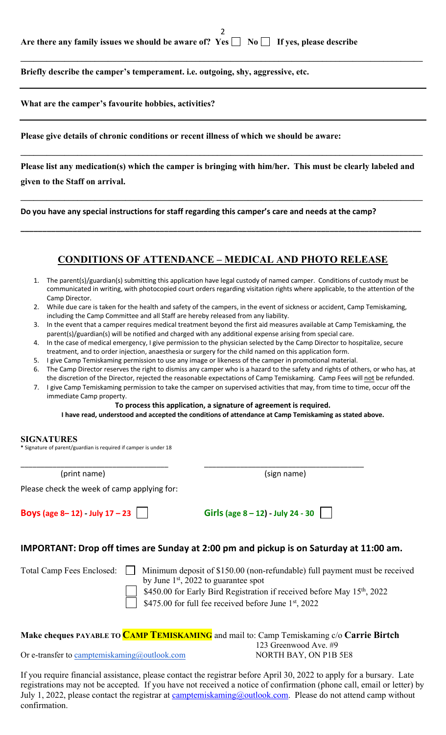**Are there any family issues we should be aware of? Yes ☐ No ☐ If yes, please describe**

___

**Briefly describe the camper's temperament. i.e. outgoing, shy, aggressive, etc.**

___

**What are the camper's favourite hobbies, activities?**

___

**Please give details of chronic conditions or recent illness of which we should be aware:**

___

**Please list any medication(s) which the camper is bringing with him/her. This must be clearly labeled and given to the Staff on arrival.**

___

**Do you have any special instructions for staff regarding this camper's care and needs at the camp?**

___

## CONDITIONS OF ATTENDANCE – MEDICAL AND PHOTO RELEASE

1. The parent(s)/guardian(s) submitting this application have legal custody of named camper. Conditions of custody must be communicated in writing, with photocopied court orders regarding visitation rights where applicable, to the attention of the Camp Director.
2. While due care is taken for the health and safety of the campers, in the event of sickness or accident, Camp Temiskaming, including the Camp Committee and all Staff are hereby released from any liability.
3. In the event that a camper requires medical treatment beyond the first aid measures available at Camp Temiskaming, the parent(s)/guardian(s) will be notified and charged with any additional expense arising from special care.
4. In the case of medical emergency, I give permission to the physician selected by the Camp Director to hospitalize, secure treatment, and to order injection, anaesthesia or surgery for the child named on this application form.
5. I give Camp Temiskaming permission to use any image or likeness of the camper in promotional material.
6. The Camp Director reserves the right to dismiss any camper who is a hazard to the safety and rights of others, or who has, at the discretion of the Director, rejected the reasonable expectations of Camp Temiskaming. Camp Fees will not be refunded.
7. I give Camp Temiskaming permission to take the camper on supervised activities that may, from time to time, occur off the immediate Camp property.

**To process this application, a signature of agreement is required.**

**I have read, understood and accepted the conditions of attendance at Camp Temiskaming as stated above.**

**SIGNATURES**

* Signature of parent/guardian is required if camper is under 18

___________________________ (print name)

___________________________ (sign name)

Please check the week of camp applying for:

**Boys (age 8– 12) - July 17 – 23** ☐

**Girls (age 8 – 12) - July 24 - 30** ☐

### IMPORTANT: Drop off times are Sunday at 2:00 pm and pickup is on Saturday at 11:00 am.

Total Camp Fees Enclosed:

☐ Minimum deposit of $150.00 (non-refundable) full payment must be received by June 1st, 2022 to guarantee spot

☐ $450.00 for Early Bird Registration if received before May 15th, 2022

☐ $475.00 for full fee received before June 1st, 2022

**Make cheques PAYABLE TO CAMP TEMISKAMING** and mail to: Camp Temiskaming c/o **Carrie Birtch**
123 Greenwood Ave. #9
NORTH BAY, ON P1B 5E8

Or e-transfer to camptemiskaming@outlook.com

If you require financial assistance, please contact the registrar before April 30, 2022 to apply for a bursary. Late registrations may not be accepted. If you have not received a notice of confirmation (phone call, email or letter) by July 1, 2022, please contact the registrar at camptemiskaming@outlook.com. Please do not attend camp without confirmation.